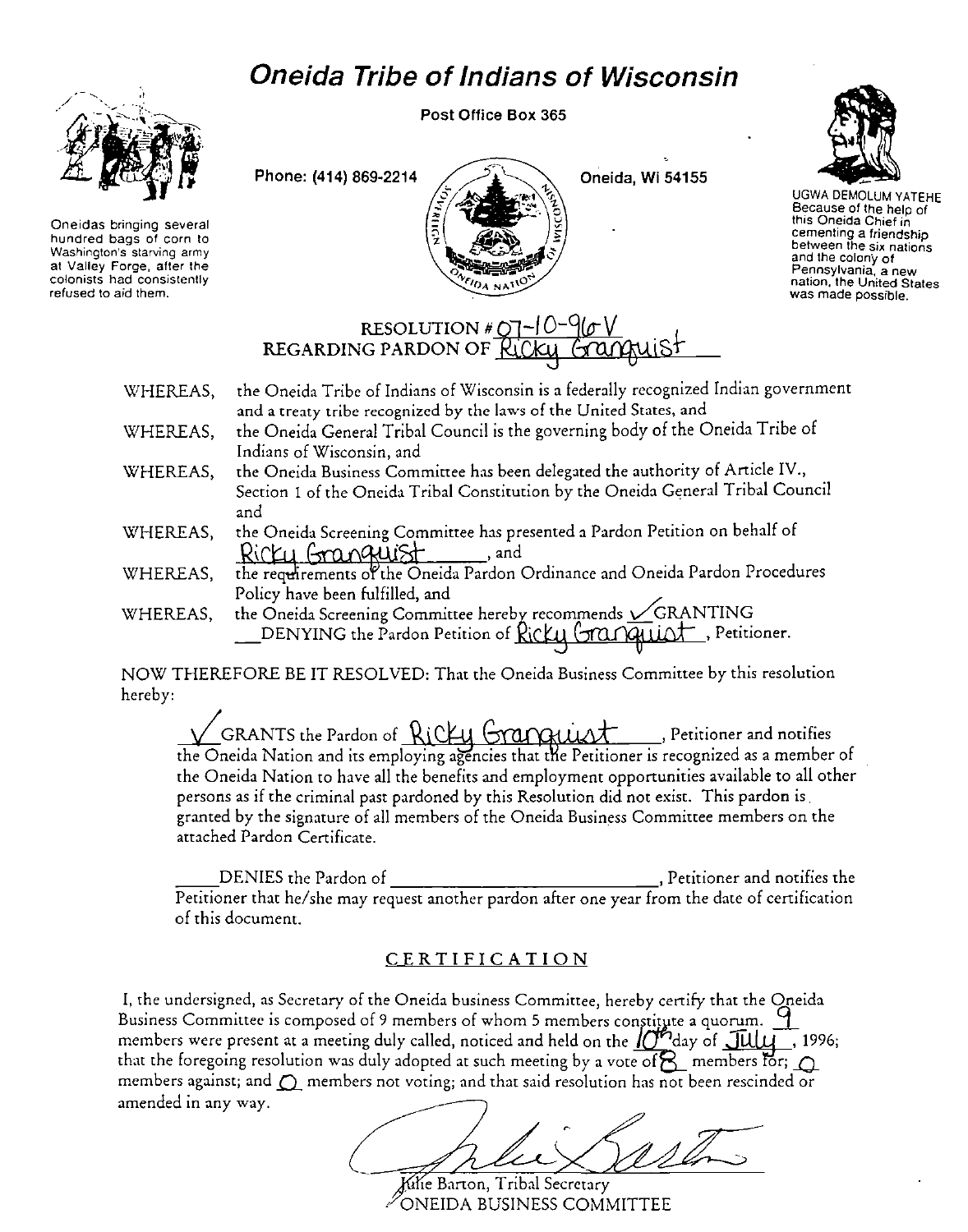# Oneida Tribe of Indians of Wisconsin

Post Office Box 365

Phone: (414) 869-2214 Oneida, Wi 54155

Oneidas bringing several hundred bags of corn to Washington's starving army at Valley Forge, after the colonists had consistently refused to aid them.

UGWA DEMOLUM YATEHE
Because of the help of this Oneida Chief in cementing a friendship between the six nations and the colony of Pennsylvania, a new nation, the United States was made possible.

## RESOLUTION # 07-10-96-V
## REGARDING PARDON OF Ricky Granquist

WHEREAS, the Oneida Tribe of Indians of Wisconsin is a federally recognized Indian government and a treaty tribe recognized by the laws of the United States, and

WHEREAS, the Oneida General Tribal Council is the governing body of the Oneida Tribe of Indians of Wisconsin, and

WHEREAS, the Oneida Business Committee has been delegated the authority of Article IV., Section 1 of the Oneida Tribal Constitution by the Oneida General Tribal Council and

WHEREAS, the Oneida Screening Committee has presented a Pardon Petition on behalf of Ricky Granquist, and

WHEREAS, the requirements of the Oneida Pardon Ordinance and Oneida Pardon Procedures Policy have been fulfilled, and

WHEREAS, the Oneida Screening Committee hereby recommends ✓ GRANTING \_\_ DENYING the Pardon Petition of Ricky Granquist, Petitioner.

NOW THEREFORE BE IT RESOLVED: That the Oneida Business Committee by this resolution hereby:

✓ GRANTS the Pardon of Ricky Granquist, Petitioner and notifies the Oneida Nation and its employing agencies that the Petitioner is recognized as a member of the Oneida Nation to have all the benefits and employment opportunities available to all other persons as if the criminal past pardoned by this Resolution did not exist. This pardon is granted by the signature of all members of the Oneida Business Committee members on the attached Pardon Certificate.

\_\_\_\_ DENIES the Pardon of \_\_\_\_\_\_\_\_\_\_\_\_\_\_\_\_\_\_\_\_, Petitioner and notifies the Petitioner that he/she may request another pardon after one year from the date of certification of this document.

## CERTIFICATION

I, the undersigned, as Secretary of the Oneida business Committee, hereby certify that the Oneida Business Committee is composed of 9 members of whom 5 members constitute a quorum. 9 members were present at a meeting duly called, noticed and held on the 10th day of July, 1996; that the foregoing resolution was duly adopted at such meeting by a vote of 8 members for; 0 members against; and 0 members not voting; and that said resolution has not been rescinded or amended in any way.

Julie Barton, Tribal Secretary
ONEIDA BUSINESS COMMITTEE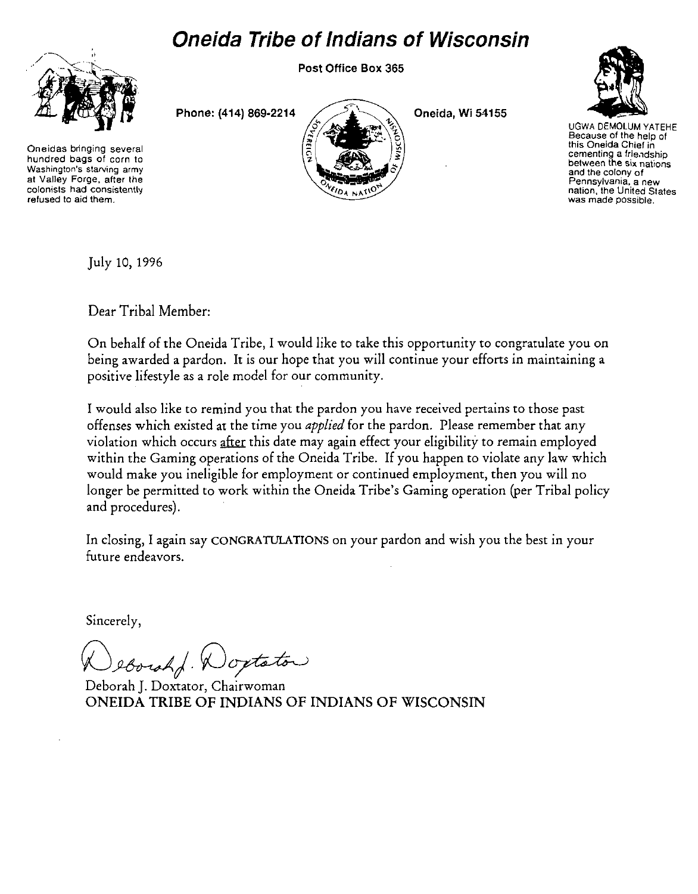# Oneida Tribe of Indians of Wisconsin

Post Office Box 365

Phone: (414) 869-2214

Oneida, Wi 54155

Oneidas bringing several hundred bags of corn to Washington's starving army at Valley Forge, after the colonists had consistently refused to aid them.

UGWA DEMOLUM YATEHE
Because of the help of this Oneida Chief in cementing a friendship between the six nations and the colony of Pennsylvania, a new nation, the United States was made possible.

July 10, 1996

Dear Tribal Member:

On behalf of the Oneida Tribe, I would like to take this opportunity to congratulate you on being awarded a pardon. It is our hope that you will continue your efforts in maintaining a positive lifestyle as a role model for our community.

I would also like to remind you that the pardon you have received pertains to those past offenses which existed at the time you *applied* for the pardon. Please remember that any violation which occurs <u>after</u> this date may again effect your eligibility to remain employed within the Gaming operations of the Oneida Tribe. If you happen to violate any law which would make you ineligible for employment or continued employment, then you will no longer be permitted to work within the Oneida Tribe's Gaming operation (per Tribal policy and procedures).

In closing, I again say CONGRATULATIONS on your pardon and wish you the best in your future endeavors.

Sincerely,

Deborah J. Doxtator

Deborah J. Doxtator, Chairwoman
ONEIDA TRIBE OF INDIANS OF INDIANS OF WISCONSIN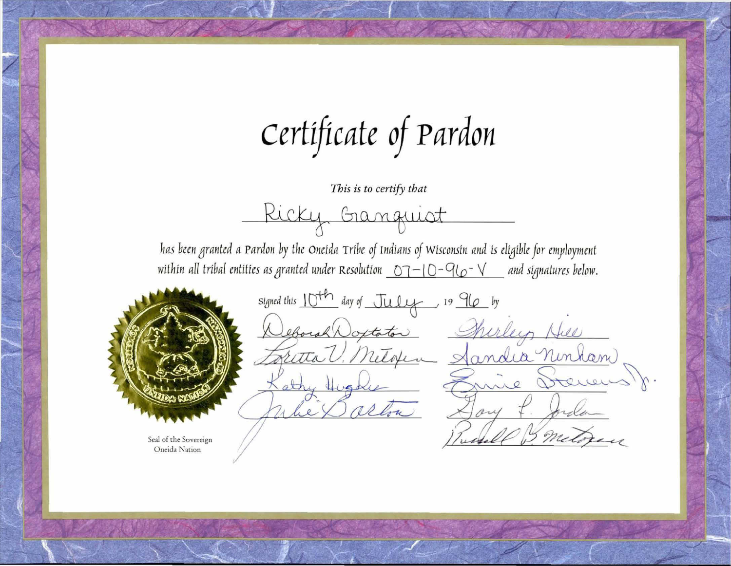# Certificate of Pardon

*This is to certify that*

Ricky Granquist

*has been granted a Pardon by the Oneida Tribe of Indians of Wisconsin and is eligible for employment within all tribal entities as granted under Resolution* 07-10-96-V *and signatures below.*

*Signed this* 10th *day of* July, 19 96 *by*

Deborah Doxtator — Shirley Hill

Loretta V. Metoxen — Sandra Ninham

Kathy Hughes — Ernie Stevens Jr.

Julie Barton — Gary L. Jordan

Russell B. Metoxen

Seal of the Sovereign Oneida Nation